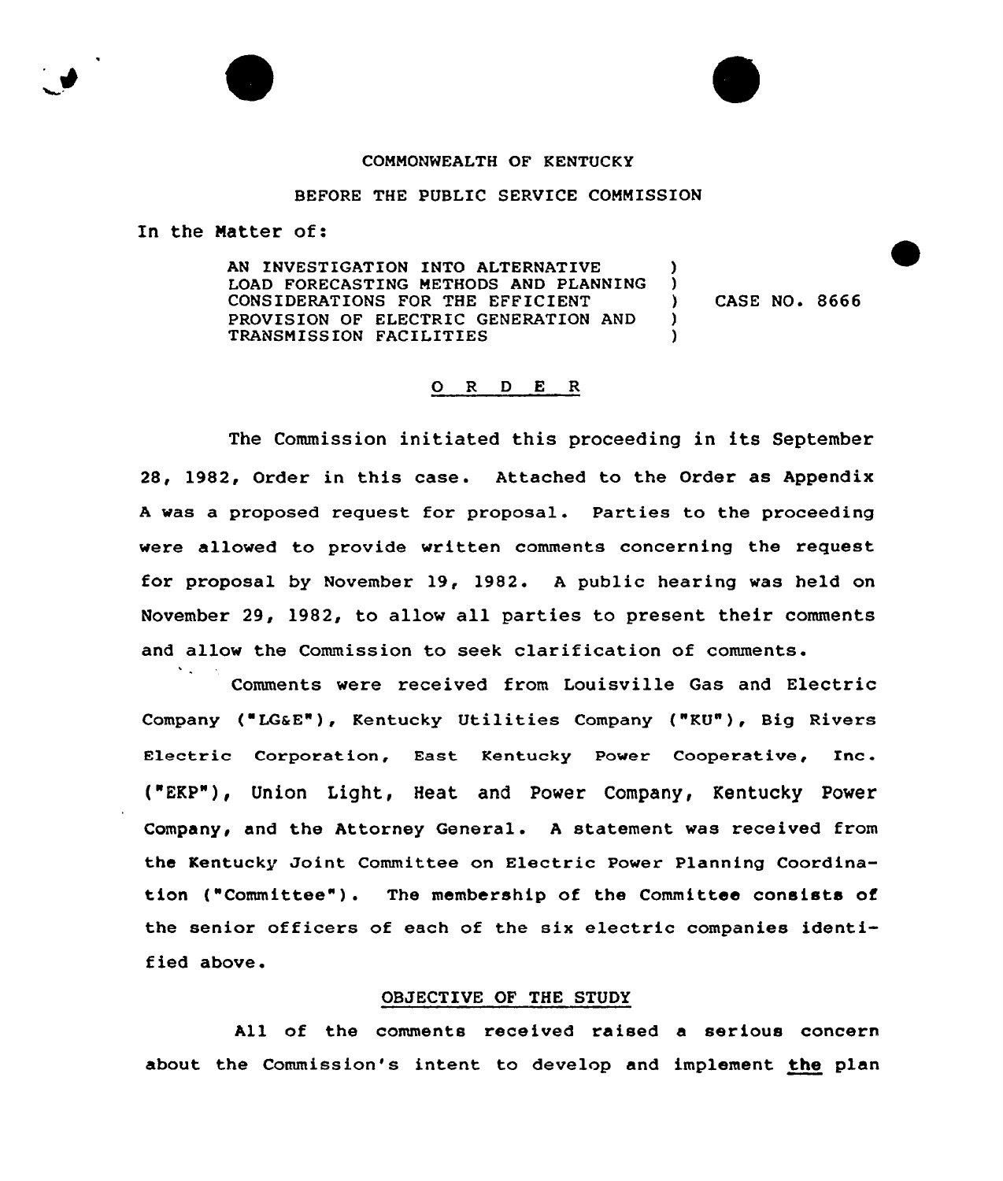COMMONWEALTH OF KENTUCKY

BEFORE THE PUBLIC SERVICE COMMISSION

In the Matter of:

| | | |
|---|---|---|
| AN INVESTIGATION INTO ALTERNATIVE LOAD FORECASTING METHODS AND PLANNING CONSIDERATIONS FOR THE EFFICIENT PROVISION OF ELECTRIC GENERATION AND TRANSMISSION FACILITIES | ) | CASE NO. 8666 |

O R D E R

The Commission initiated this proceeding in its September 28, 1982, Order in this case. Attached to the Order as Appendix A was a proposed request for proposal. Parties to the proceeding were allowed to provide written comments concerning the request for proposal by November 19, 1982. A public hearing was held on November 29, 1982, to allow all parties to present their comments and allow the Commission to seek clarification of comments.

Comments were received from Louisville Gas and Electric Company ("LG&E"), Kentucky Utilities Company ("KU"), Big Rivers Electric Corporation, East Kentucky Power Cooperative, Inc. ("EKP"), Union Light, Heat and Power Company, Kentucky Power Company, and the Attorney General. A statement was received from the Kentucky Joint Committee on Electric Power Planning Coordination ("Committee"). The membership of the Committee consists of the senior officers of each of the six electric companies identified above.

OBJECTIVE OF THE STUDY

All of the comments received raised a serious concern about the Commission's intent to develop and implement <u>the</u> plan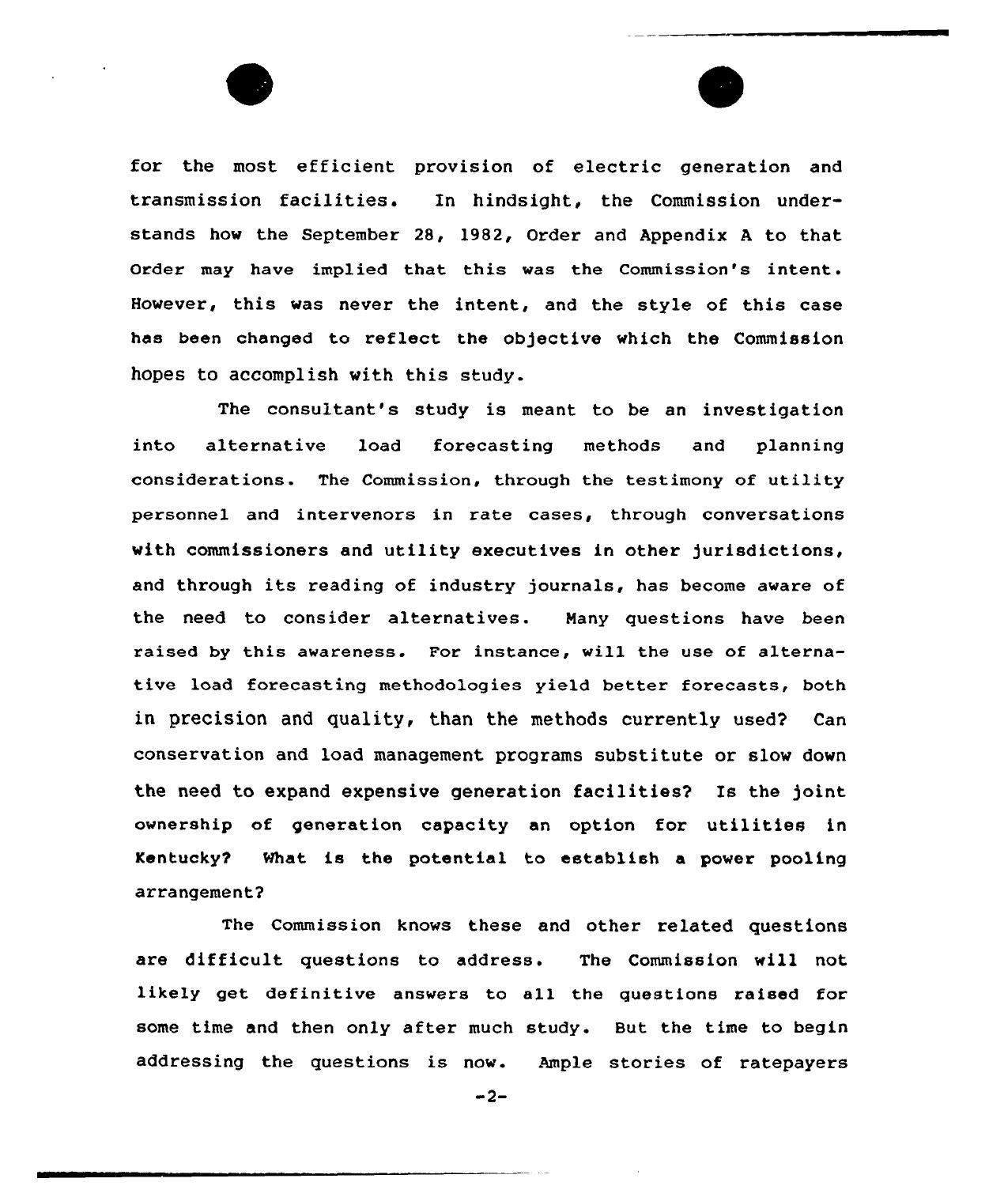for the most efficient provision of electric generation and transmission facilities. In hindsight, the Commission understands how the September 28, 1982, Order and Appendix A to that Order may have implied that this was the Commission's intent. However, this was never the intent, and the style of this case has been changed to reflect the objective which the Commission hopes to accomplish with this study.

The consultant's study is meant to be an investigation into alternative load forecasting methods and planning considerations. The Commission, through the testimony of utility personnel and intervenors in rate cases, through conversations with commissioners and utility executives in other jurisdictions, and through its reading of industry journals, has become aware of the need to consider alternatives. Many questions have been raised by this awareness. For instance, will the use of alternative load forecasting methodologies yield better forecasts, both in precision and quality, than the methods currently used? Can conservation and load management programs substitute or slow down the need to expand expensive generation facilities? Is the joint ownership of generation capacity an option for utilities in Kentucky? What is the potential to establish a power pooling arrangement?

The Commission knows these and other related questions are difficult questions to address. The Commission will not likely get definitive answers to all the questions raised for some time and then only after much study. But the time to begin addressing the questions is now. Ample stories of ratepayers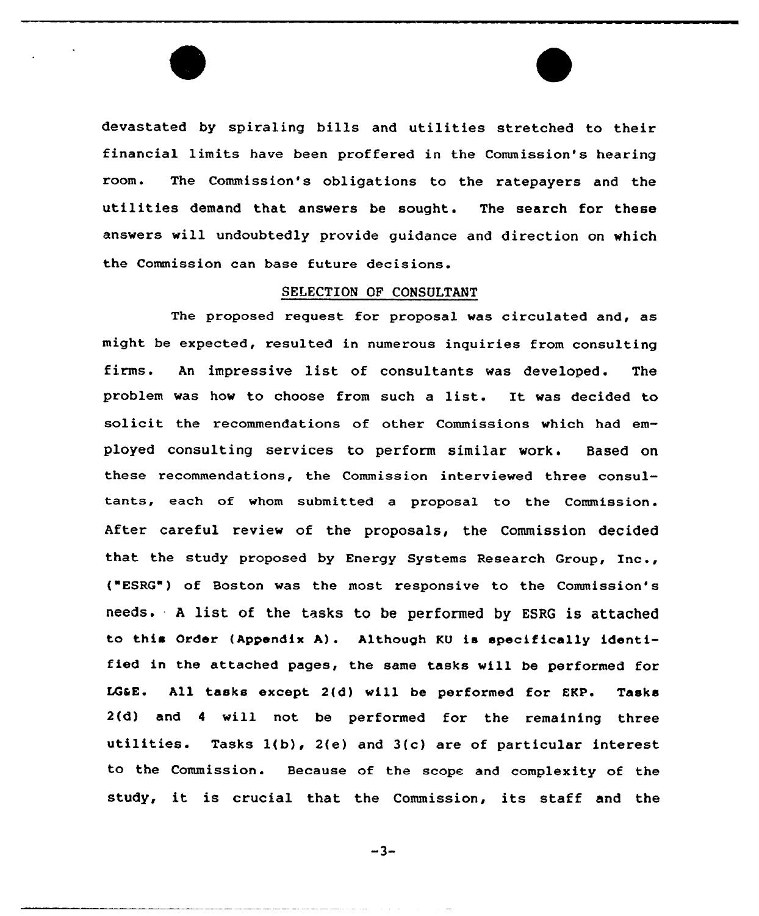devastated by spiraling bills and utilities stretched to their financial limits have been proffered in the Commission's hearing room. The Commission's obligations to the ratepayers and the utilities demand that answers be sought. The search for these answers will undoubtedly provide guidance and direction on which the Commission can base future decisions.

## SELECTION OF CONSULTANT

The proposed request for proposal was circulated and, as might be expected, resulted in numerous inquiries from consulting firms. An impressive list of consultants was developed. The problem was how to choose from such a list. It was decided to solicit the recommendations of other Commissions which had employed consulting services to perform similar work. Based on these recommendations, the Commission interviewed three consultants, each of whom submitted a proposal to the Commission. After careful review of the proposals, the Commission decided that the study proposed by Energy Systems Research Group, Inc., ("ESRG") of Boston was the most responsive to the Commission's needs. A list of the tasks to be performed by ESRG is attached to this Order (Appendix A). Although KU is specifically identified in the attached pages, the same tasks will be performed for LG&E. All tasks except 2(d) will be performed for EKP. Tasks 2(d) and 4 will not be performed for the remaining three utilities. Tasks 1(b), 2(e) and 3(c) are of particular interest to the Commission. Because of the scope and complexity of the study, it is crucial that the Commission, its staff and the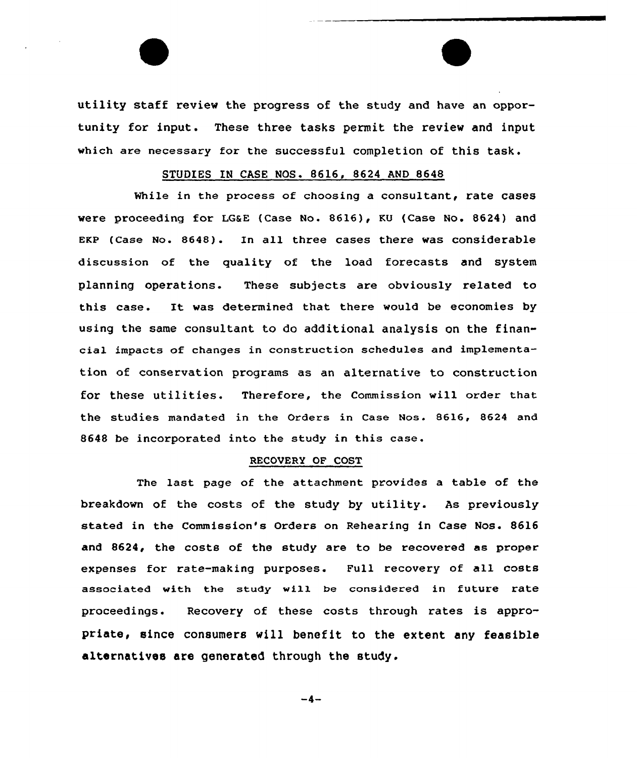utility staff review the progress of the study and have an opportunity for input. These three tasks permit the review and input which are necessary for the successful completion of this task.

## STUDIES IN CASE NOS. 8616, 8624 AND 8648

While in the process of choosing a consultant, rate cases were proceeding for LG&E (Case No. 8616), KU (Case No. 8624) and EKP (Case No. 8648). In all three cases there was considerable discussion of the quality of the load forecasts and system planning operations. These subjects are obviously related to this case. It was determined that there would be economies by using the same consultant to do additional analysis on the financial impacts of changes in construction schedules and implementation of conservation programs as an alternative to construction for these utilities. Therefore, the Commission will order that the studies mandated in the Orders in Case Nos. 8616, 8624 and 8648 be incorporated into the study in this case.

## RECOVERY OF COST

The last page of the attachment provides a table of the breakdown of the costs of the study by utility. As previously stated in the Commission's Orders on Rehearing in Case Nos. 8616 and 8624, the costs of the study are to be recovered as proper expenses for rate-making purposes. Full recovery of all costs associated with the study will be considered in future rate proceedings. Recovery of these costs through rates is appropriate, since consumers will benefit to the extent any feasible alternatives are generated through the study.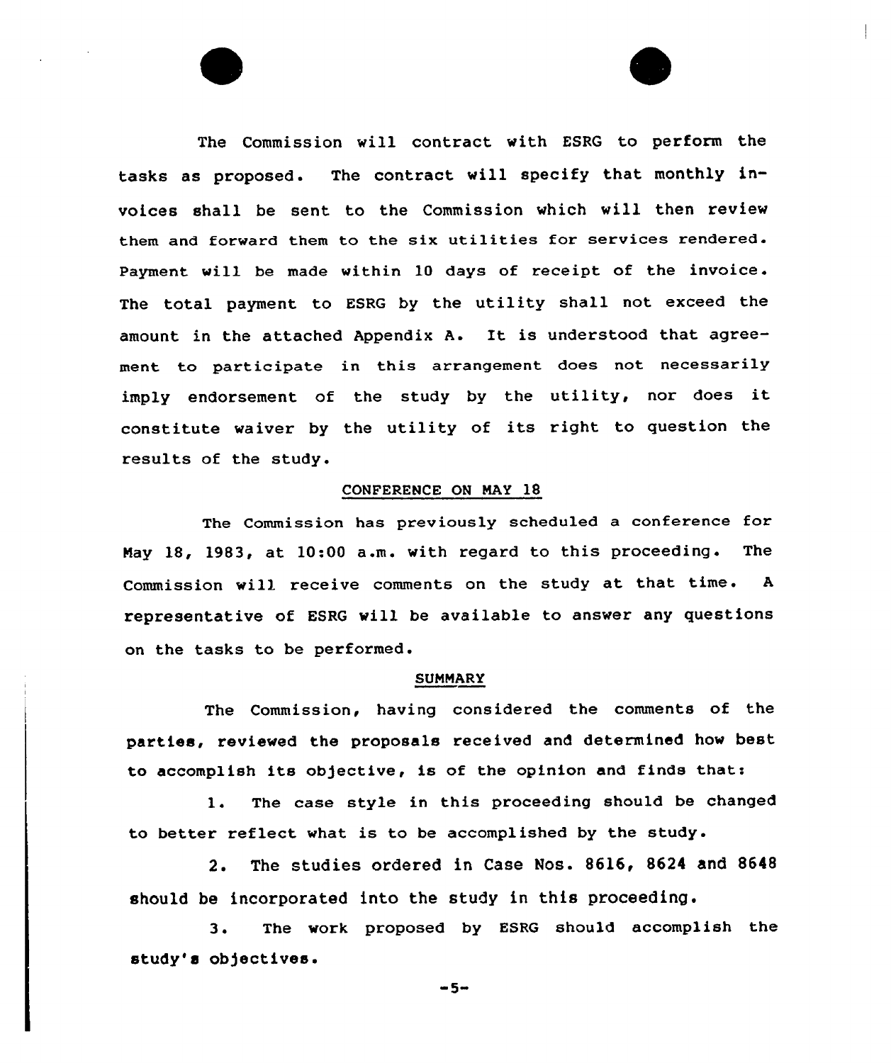The Commission will contract with ESRG to perform the tasks as proposed. The contract will specify that monthly invoices shall be sent to the Commission which will then review them and forward them to the six utilities for services rendered. Payment will be made within 10 days of receipt of the invoice. The total payment to ESRG by the utility shall not exceed the amount in the attached Appendix A. It is understood that agreement to participate in this arrangement does not necessarily imply endorsement of the study by the utility, nor does it constitute waiver by the utility of its right to question the results of the study.

## CONFERENCE ON MAY 18

The Commission has previously scheduled a conference for May 18, 1983, at 10:00 a.m. with regard to this proceeding. The Commission will receive comments on the study at that time. A representative of ESRG will be available to answer any questions on the tasks to be performed.

## SUMMARY

The Commission, having considered the comments of the parties, reviewed the proposals received and determined how best to accomplish its objective, is of the opinion and finds that:

1. The case style in this proceeding should be changed to better reflect what is to be accomplished by the study.

2. The studies ordered in Case Nos. 8616, 8624 and 8648 should be incorporated into the study in this proceeding.

3. The work proposed by ESRG should accomplish the study's objectives.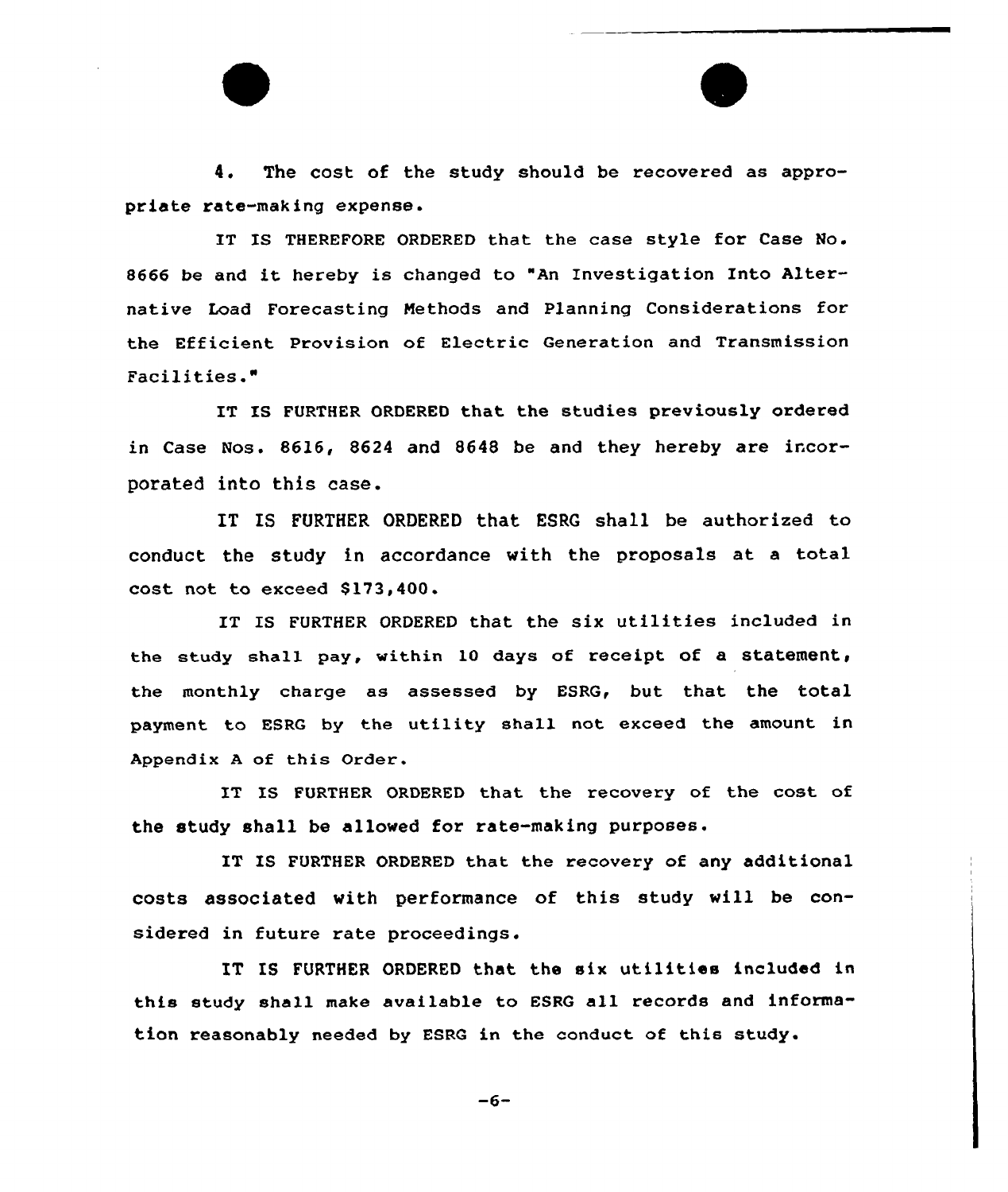4. The cost of the study should be recovered as appropriate rate-making expense.

IT IS THEREFORE ORDERED that the case style for Case No. 8666 be and it hereby is changed to "An Investigation Into Alternative Load Forecasting Methods and Planning Considerations for the Efficient Provision of Electric Generation and Transmission Facilities."

IT IS FURTHER ORDERED that the studies previously ordered in Case Nos. 8616, 8624 and 8648 be and they hereby are incorporated into this case.

IT IS FURTHER ORDERED that ESRG shall be authorized to conduct the study in accordance with the proposals at a total cost not to exceed $173,400.

IT IS FURTHER ORDERED that the six utilities included in the study shall pay, within 10 days of receipt of a statement, the monthly charge as assessed by ESRG, but that the total payment to ESRG by the utility shall not exceed the amount in Appendix A of this Order.

IT IS FURTHER ORDERED that the recovery of the cost of the study shall be allowed for rate-making purposes.

IT IS FURTHER ORDERED that the recovery of any additional costs associated with performance of this study will be considered in future rate proceedings.

IT IS FURTHER ORDERED that the six utilities included in this study shall make available to ESRG all records and information reasonably needed by ESRG in the conduct of this study.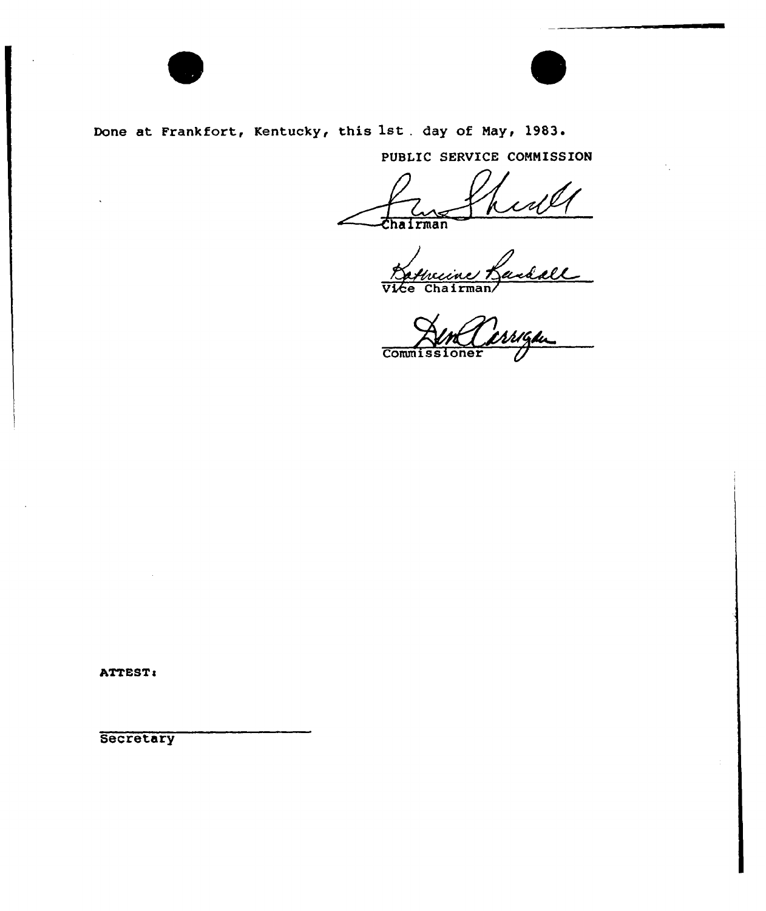Done at Frankfort, Kentucky, this 1st. day of May, 1983.

PUBLIC SERVICE COMMISSION

Chairman

Vice Chairman

Commissioner

ATTEST:

Secretary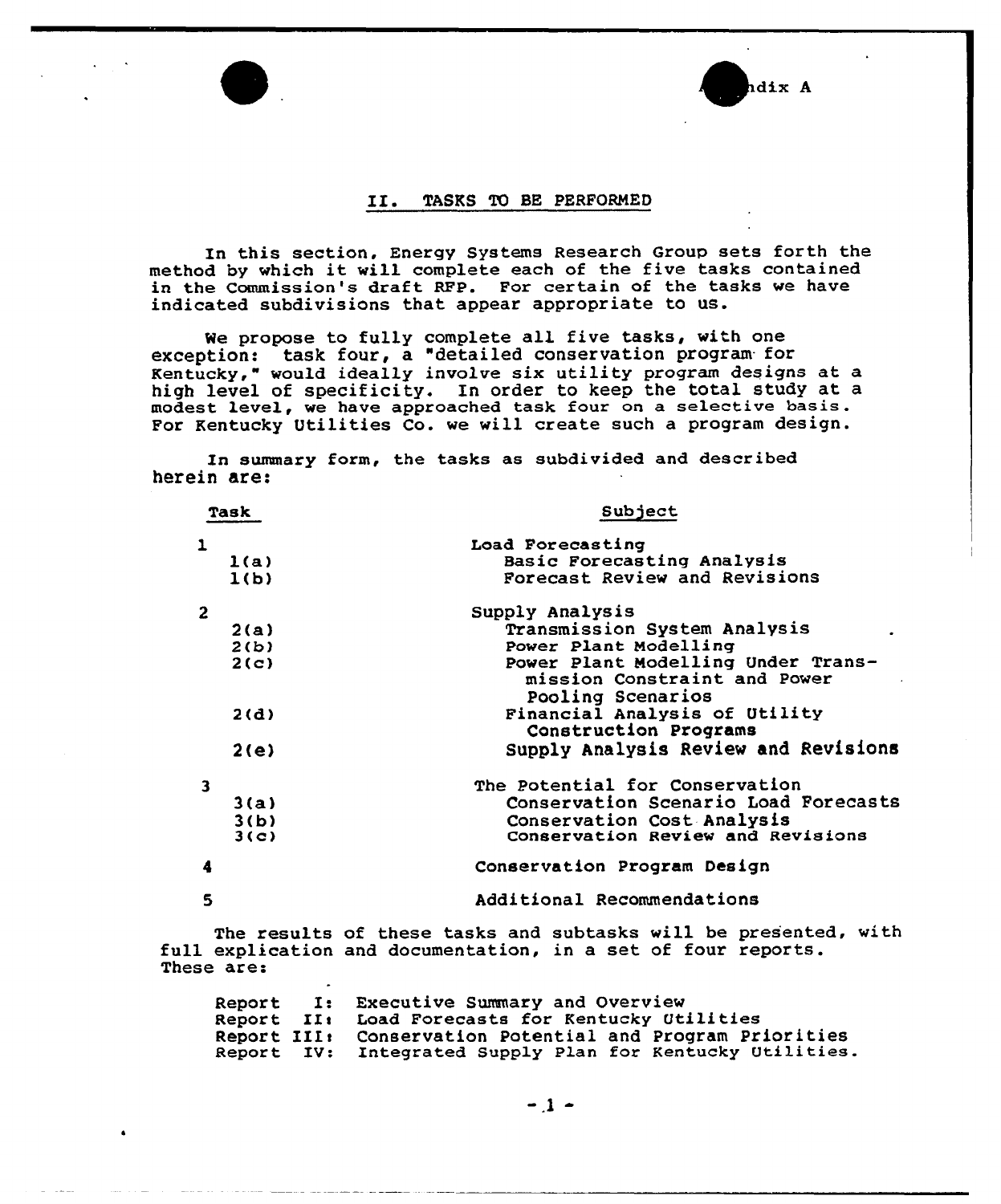Appendix A

## II. TASKS TO BE PERFORMED

In this section, Energy Systems Research Group sets forth the method by which it will complete each of the five tasks contained in the Commission's draft RFP. For certain of the tasks we have indicated subdivisions that appear appropriate to us.

We propose to fully complete all five tasks, with one exception: task four, a "detailed conservation program for Kentucky," would ideally involve six utility program designs at a high level of specificity. In order to keep the total study at a modest level, we have approached task four on a selective basis. For Kentucky Utilities Co. we will create such a program design.

In summary form, the tasks as subdivided and described herein are:

| Task | Subject |
|---|---|
| 1 | Load Forecasting |
| 1(a) | Basic Forecasting Analysis |
| 1(b) | Forecast Review and Revisions |
| 2 | Supply Analysis |
| 2(a) | Transmission System Analysis |
| 2(b) | Power Plant Modelling |
| 2(c) | Power Plant Modelling Under Transmission Constraint and Power Pooling Scenarios |
| 2(d) | Financial Analysis of Utility Construction Programs |
| 2(e) | Supply Analysis Review and Revisions |
| 3 | The Potential for Conservation |
| 3(a) | Conservation Scenario Load Forecasts |
| 3(b) | Conservation Cost Analysis |
| 3(c) | Conservation Review and Revisions |
| 4 | Conservation Program Design |
| 5 | Additional Recommendations |

The results of these tasks and subtasks will be presented, with full explication and documentation, in a set of four reports. These are:

- Report I: Executive Summary and Overview
- Report II: Load Forecasts for Kentucky Utilities
- Report III: Conservation Potential and Program Priorities
- Report IV: Integrated Supply Plan for Kentucky Utilities.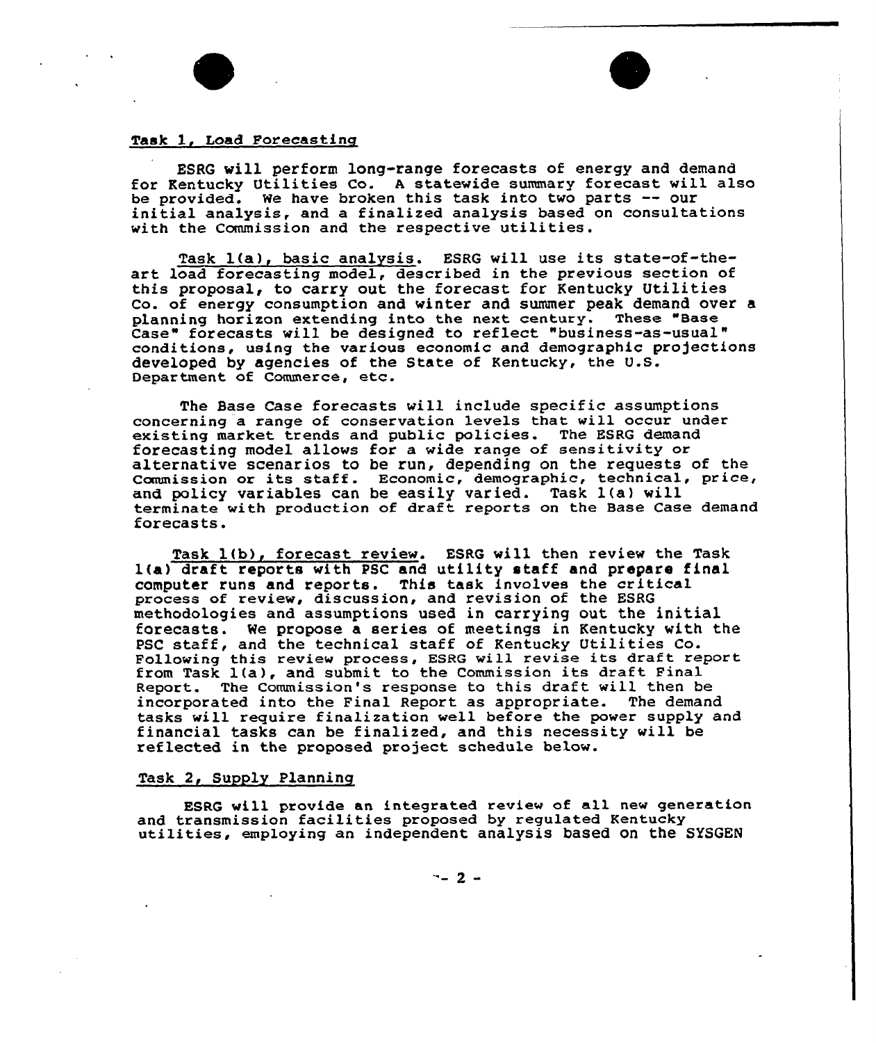## Task 1, Load Forecasting

ESRG will perform long-range forecasts of energy and demand for Kentucky Utilities Co. A statewide summary forecast will also be provided. We have broken this task into two parts -- our initial analysis, and a finalized analysis based on consultations with the Commission and the respective utilities.

Task 1(a), basic analysis. ESRG will use its state-of-the-art load forecasting model, described in the previous section of this proposal, to carry out the forecast for Kentucky Utilities Co. of energy consumption and winter and summer peak demand over a planning horizon extending into the next century. These "Base Case" forecasts will be designed to reflect "business-as-usual" conditions, using the various economic and demographic projections developed by agencies of the State of Kentucky, the U.S. Department of Commerce, etc.

The Base Case forecasts will include specific assumptions concerning a range of conservation levels that will occur under existing market trends and public policies. The ESRG demand forecasting model allows for a wide range of sensitivity or alternative scenarios to be run, depending on the requests of the Commission or its staff. Economic, demographic, technical, price, and policy variables can be easily varied. Task 1(a) will terminate with production of draft reports on the Base Case demand forecasts.

Task 1(b), forecast review. ESRG will then review the Task 1(a) draft reports with PSC and utility staff and prepare final computer runs and reports. This task involves the critical process of review, discussion, and revision of the ESRG methodologies and assumptions used in carrying out the initial forecasts. We propose a series of meetings in Kentucky with the PSC staff, and the technical staff of Kentucky Utilities Co. Following this review process, ESRG will revise its draft report from Task 1(a), and submit to the Commission its draft Final Report. The Commission's response to this draft will then be incorporated into the Final Report as appropriate. The demand tasks will require finalization well before the power supply and financial tasks can be finalized, and this necessity will be reflected in the proposed project schedule below.

## Task 2, Supply Planning

ESRG will provide an integrated review of all new generation and transmission facilities proposed by regulated Kentucky utilities, employing an independent analysis based on the SYSGEN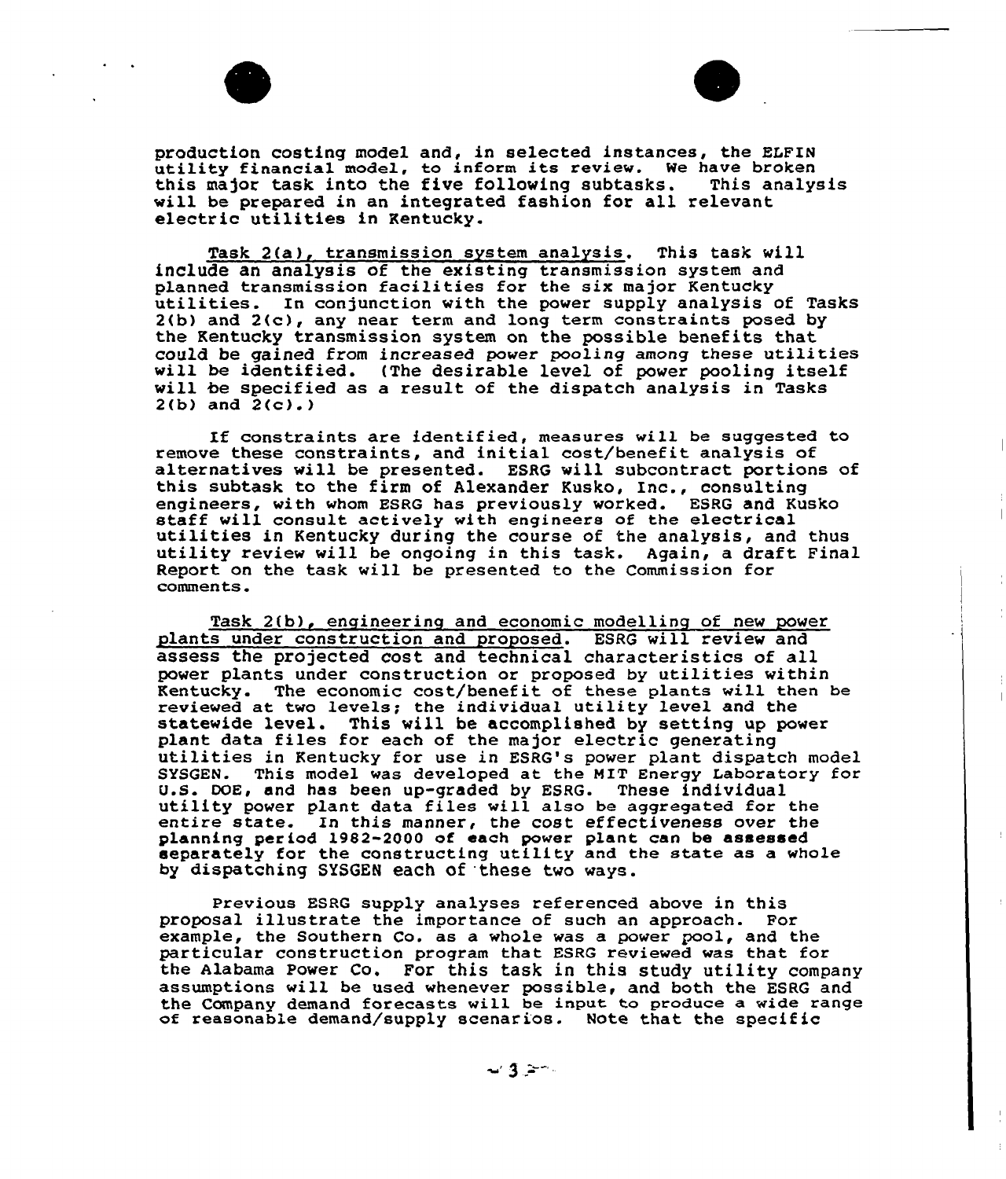production costing model and, in selected instances, the ELFIN utility financial model, to inform its review. We have broken this major task into the five following subtasks. This analysis will be prepared in an integrated fashion for all relevant electric utilities in Kentucky.

Task 2(a), transmission system analysis. This task will include an analysis of the existing transmission system and planned transmission facilities for the six major Kentucky utilities. In conjunction with the power supply analysis of Tasks 2(b) and 2(c), any near term and long term constraints posed by the Kentucky transmission system on the possible benefits that could be gained from increased power pooling among these utilities will be identified. (The desirable level of power pooling itself will be specified as a result of the dispatch analysis in Tasks 2(b) and 2(c).)

If constraints are identified, measures will be suggested to remove these constraints, and initial cost/benefit analysis of alternatives will be presented. ESRG will subcontract portions of this subtask to the firm of Alexander Kusko, Inc., consulting engineers, with whom ESRG has previously worked. ESRG and Kusko staff will consult actively with engineers of the electrical utilities in Kentucky during the course of the analysis, and thus utility review will be ongoing in this task. Again, a draft Final Report on the task will be presented to the Commission for comments.

Task 2(b), engineering and economic modelling of new power plants under construction and proposed. ESRG will review and assess the projected cost and technical characteristics of all power plants under construction or proposed by utilities within Kentucky. The economic cost/benefit of these plants will then be reviewed at two levels; the individual utility level and the statewide level. This will be accomplished by setting up power plant data files for each of the major electric generating utilities in Kentucky for use in ESRG's power plant dispatch model SYSGEN. This model was developed at the MIT Energy Laboratory for U.S. DOE, and has been up-graded by ESRG. These individual utility power plant data files will also be aggregated for the entire state. In this manner, the cost effectiveness over the planning period 1982-2000 of each power plant can be assessed separately for the constructing utility and the state as a whole by dispatching SYSGEN each of these two ways.

Previous ESRG supply analyses referenced above in this proposal illustrate the importance of such an approach. For example, the Southern Co. as a whole was a power pool, and the particular construction program that ESRG reviewed was that for the Alabama Power Co. For this task in this study utility company assumptions will be used whenever possible, and both the ESRG and the Company demand forecasts will be input to produce a wide range of reasonable demand/supply scenarios. Note that the specific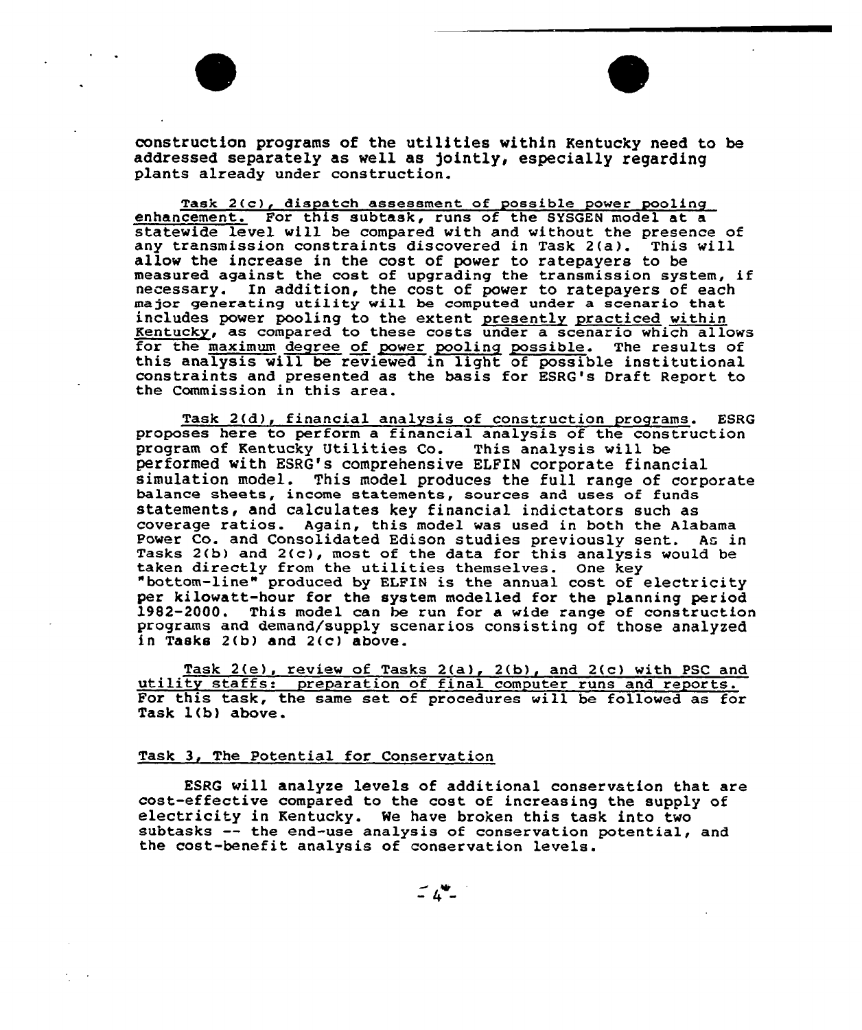construction programs of the utilities within Kentucky need to be addressed separately as well as jointly, especially regarding plants already under construction.

Task 2(c), dispatch assessment of possible power pooling enhancement. For this subtask, runs of the SYSGEN model at a statewide level will be compared with and without the presence of any transmission constraints discovered in Task 2(a). This will allow the increase in the cost of power to ratepayers to be measured against the cost of upgrading the transmission system, if necessary. In addition, the cost of power to ratepayers of each major generating utility will be computed under a scenario that includes power pooling to the extent presently practiced within Kentucky, as compared to these costs under a scenario which allows for the maximum degree of power pooling possible. The results of this analysis will be reviewed in light of possible institutional constraints and presented as the basis for ESRG's Draft Report to the Commission in this area.

Task 2(d), financial analysis of construction programs. ESRG proposes here to perform a financial analysis of the construction program of Kentucky Utilities Co. This analysis will be performed with ESRG's comprehensive ELFIN corporate financial simulation model. This model produces the full range of corporate balance sheets, income statements, sources and uses of funds statements, and calculates key financial indictators such as coverage ratios. Again, this model was used in both the Alabama Power Co. and Consolidated Edison studies previously sent. As in Tasks 2(b) and 2(c), most of the data for this analysis would be taken directly from the utilities themselves. One key "bottom-line" produced by ELFIN is the annual cost of electricity per kilowatt-hour for the system modelled for the planning period 1982-2000. This model can be run for a wide range of construction programs and demand/supply scenarios consisting of those analyzed in Tasks 2(b) and 2(c) above.

Task 2(e), review of Tasks 2(a), 2(b), and 2(c) with PSC and utility staffs: preparation of final computer runs and reports. For this task, the same set of procedures will be followed as for Task 1(b) above.

## Task 3, The Potential for Conservation

ESRG will analyze levels of additional conservation that are cost-effective compared to the cost of increasing the supply of electricity in Kentucky. We have broken this task into two subtasks -- the end-use analysis of conservation potential, and the cost-benefit analysis of conservation levels.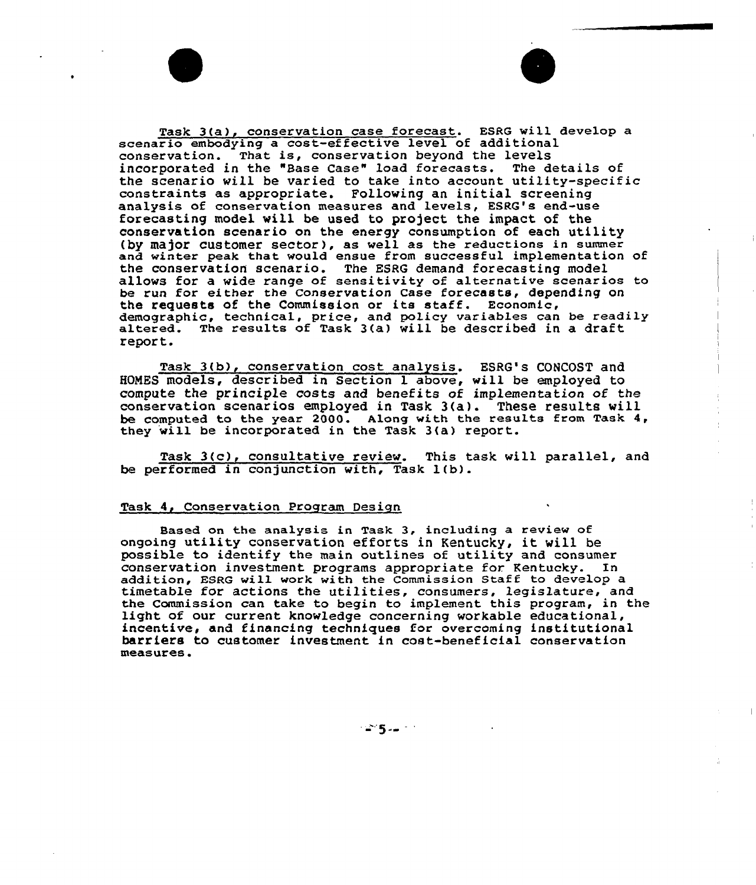Task 3(a), conservation case forecast. ESRG will develop a scenario embodying a cost-effective level of additional conservation. That is, conservation beyond the levels incorporated in the "Base Case" load forecasts. The details of the scenario will be varied to take into account utility-specific constraints as appropriate. Following an initial screening analysis of conservation measures and levels, ESRG's end-use forecasting model will be used to project the impact of the conservation scenario on the energy consumption of each utility (by major customer sector), as well as the reductions in summer and winter peak that would ensue from successful implementation of the conservation scenario. The ESRG demand forecasting model allows for a wide range of sensitivity of alternative scenarios to be run for either the Conservation Case forecasts, depending on the requests of the Commission or its staff. Economic, demographic, technical, price, and policy variables can be readily altered. The results of Task 3(a) will be described in a draft report.

Task 3(b), conservation cost analysis. ESRG's CONCOST and HOMES models, described in Section 1 above, will be employed to compute the principle costs and benefits of implementation of the conservation scenarios employed in Task 3(a). These results will be computed to the year 2000. Along with the results from Task 4, they will be incorporated in the Task 3(a) report.

Task 3(c), consultative review. This task will parallel, and be performed in conjunction with, Task 1(b).

## Task 4, Conservation Program Design

Based on the analysis in Task 3, including a review of ongoing utility conservation efforts in Kentucky, it will be possible to identify the main outlines of utility and consumer conservation investment programs appropriate for Kentucky. In addition, ESRG will work with the Commission Staff to develop a timetable for actions the utilities, consumers, legislature, and the Commission can take to begin to implement this program, in the light of our current knowledge concerning workable educational, incentive, and financing techniques for overcoming institutional barriers to customer investment in cost-beneficial conservation measures.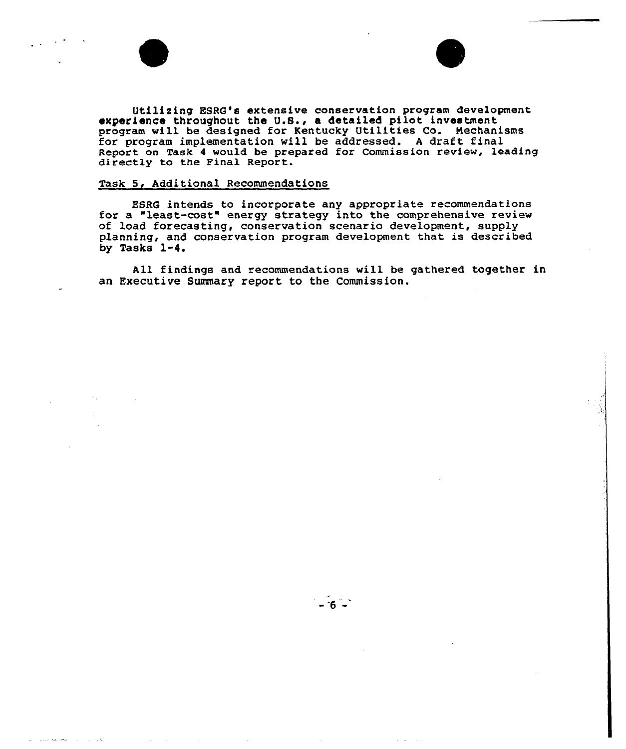Utilizing ESRG's extensive conservation program development experience throughout the U.S., a detailed pilot investment program will be designed for Kentucky Utilities Co. Mechanisms for program implementation will be addressed. A draft final Report on Task 4 would be prepared for Commission review, leading directly to the Final Report.

Task 5, Additional Recommendations

ESRG intends to incorporate any appropriate recommendations for a "least-cost" energy strategy into the comprehensive review of load forecasting, conservation scenario development, supply planning, and conservation program development that is described by Tasks 1-4.

All findings and recommendations will be gathered together in an Executive Summary report to the Commission.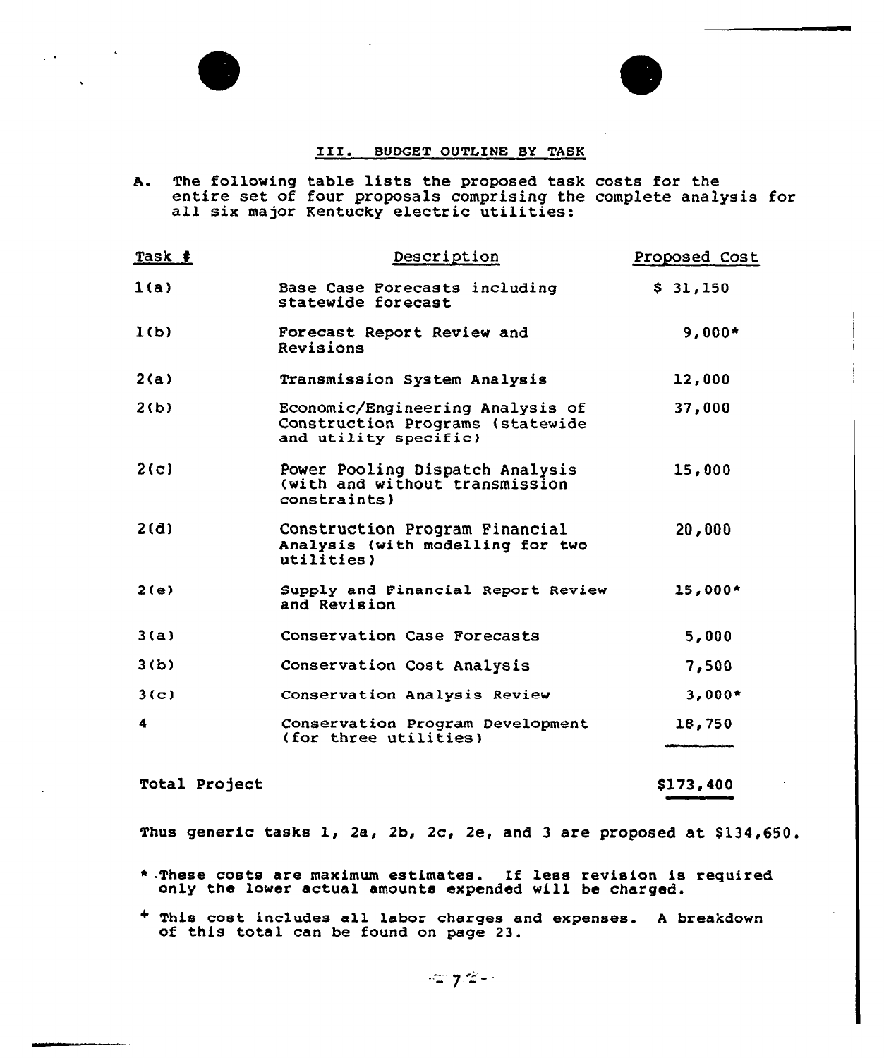## III. BUDGET OUTLINE BY TASK

A. The following table lists the proposed task costs for the entire set of four proposals comprising the complete analysis for all six major Kentucky electric utilities:

| Task # | Description | Proposed Cost |
|---|---|---|
| 1(a) | Base Case Forecasts including statewide forecast | $ 31,150 |
| 1(b) | Forecast Report Review and Revisions | 9,000* |
| 2(a) | Transmission System Analysis | 12,000 |
| 2(b) | Economic/Engineering Analysis of Construction Programs (statewide and utility specific) | 37,000 |
| 2(c) | Power Pooling Dispatch Analysis (with and without transmission constraints) | 15,000 |
| 2(d) | Construction Program Financial Analysis (with modelling for two utilities) | 20,000 |
| 2(e) | Supply and Financial Report Review and Revision | 15,000* |
| 3(a) | Conservation Case Forecasts | 5,000 |
| 3(b) | Conservation Cost Analysis | 7,500 |
| 3(c) | Conservation Analysis Review | 3,000* |
| 4 | Conservation Program Development (for three utilities) | 18,750 |
| Total Project | | $173,400 |

Thus generic tasks 1, 2a, 2b, 2c, 2e, and 3 are proposed at $134,650.

\* These costs are maximum estimates. If less revision is required only the lower actual amounts expended will be charged.

\+ This cost includes all labor charges and expenses. A breakdown of this total can be found on page 23.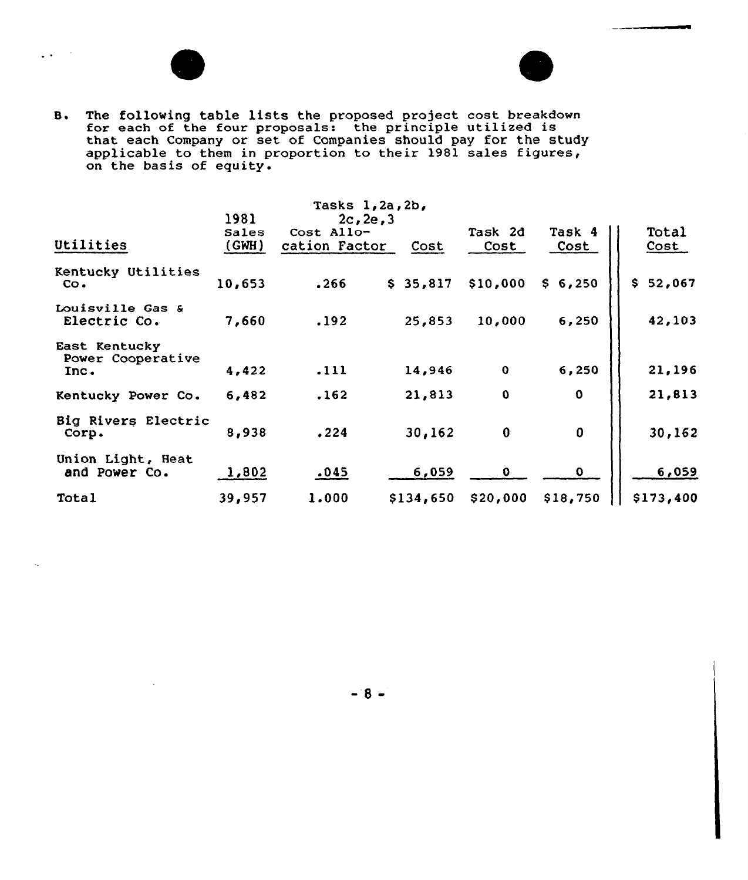B. The following table lists the proposed project cost breakdown for each of the four proposals: the principle utilized is that each Company or set of Companies should pay for the study applicable to them in proportion to their 1981 sales figures, on the basis of equity.

| Utilities | 1981 Sales (GWH) | Tasks 1,2a,2b, 2c,2e,3 Cost Allo-cation Factor | Cost | Task 2d Cost | Task 4 Cost | Total Cost |
|---|---|---|---|---|---|---|
| Kentucky Utilities Co. | 10,653 | .266 | $ 35,817 | $10,000 | $ 6,250 | $ 52,067 |
| Louisville Gas & Electric Co. | 7,660 | .192 | 25,853 | 10,000 | 6,250 | 42,103 |
| East Kentucky Power Cooperative Inc. | 4,422 | .111 | 14,946 | 0 | 6,250 | 21,196 |
| Kentucky Power Co. | 6,482 | .162 | 21,813 | 0 | 0 | 21,813 |
| Big Rivers Electric Corp. | 8,938 | .224 | 30,162 | 0 | 0 | 30,162 |
| Union Light, Heat and Power Co. | 1,802 | .045 | 6,059 | 0 | 0 | 6,059 |
| Total | 39,957 | 1.000 | $134,650 | $20,000 | $18,750 | $173,400 |